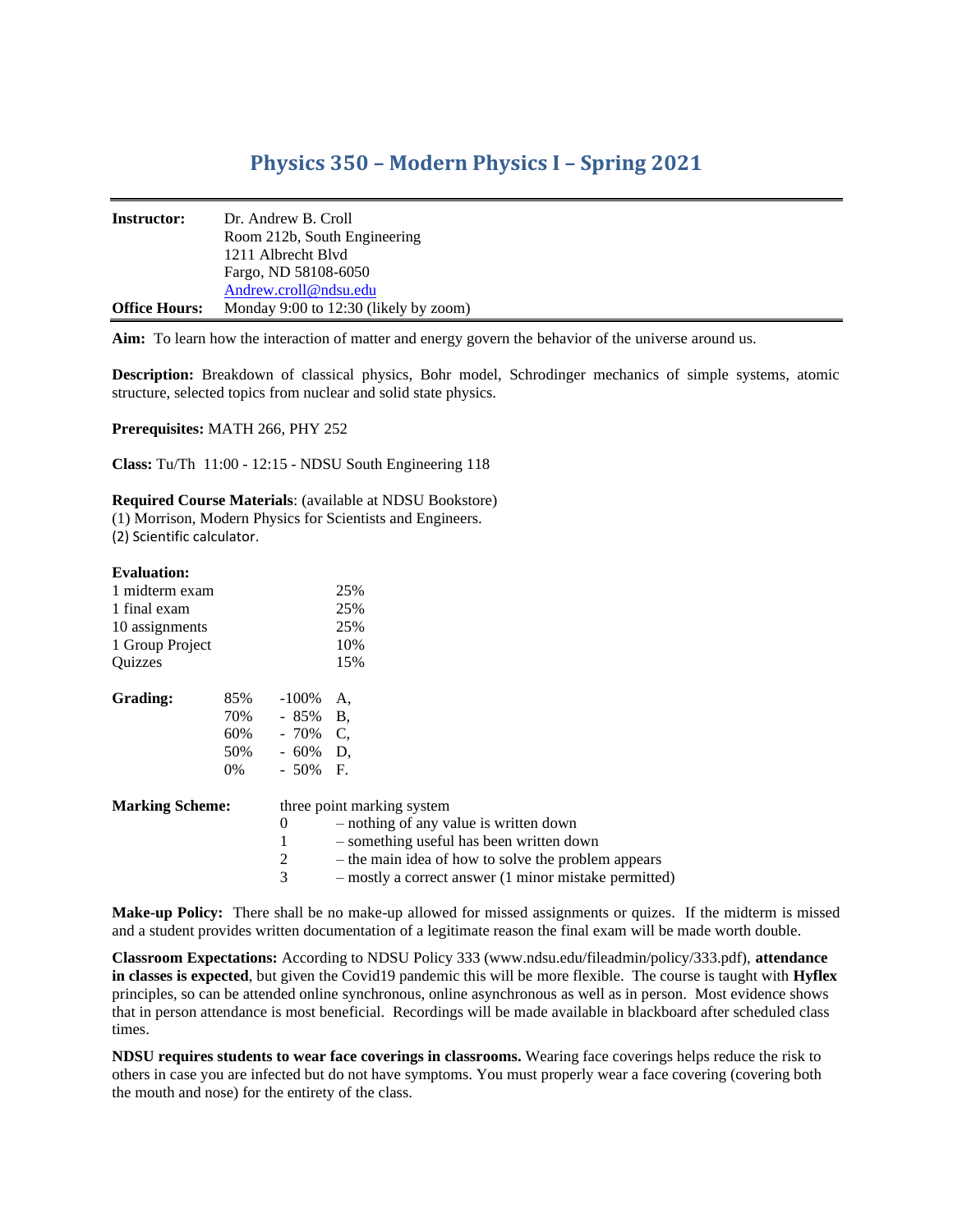# Physics 350 – Modern Physics I – Spring 2021

| | |
|---|---|
| **Instructor:** | Dr. Andrew B. Croll<br>Room 212b, South Engineering<br>1211 Albrecht Blvd<br>Fargo, ND 58108-6050<br>Andrew.croll@ndsu.edu |
| **Office Hours:** | Monday 9:00 to 12:30 (likely by zoom) |

**Aim:** To learn how the interaction of matter and energy govern the behavior of the universe around us.

**Description:** Breakdown of classical physics, Bohr model, Schrodinger mechanics of simple systems, atomic structure, selected topics from nuclear and solid state physics.

**Prerequisites:** MATH 266, PHY 252

**Class:** Tu/Th 11:00 - 12:15 - NDSU South Engineering 118

**Required Course Materials**: (available at NDSU Bookstore)
(1) Morrison, Modern Physics for Scientists and Engineers.
(2) Scientific calculator.

**Evaluation:**

| | |
|---|---|
| 1 midterm exam | 25% |
| 1 final exam | 25% |
| 10 assignments | 25% |
| 1 Group Project | 10% |
| Quizzes | 15% |

**Grading:**

| | | |
|---|---|---|
| 85% | -100% | A, |
| 70% | - 85% | B, |
| 60% | - 70% | C, |
| 50% | - 60% | D, |
| 0% | - 50% | F. |

**Marking Scheme:** three point marking system

| | |
|---|---|
| 0 | – nothing of any value is written down |
| 1 | – something useful has been written down |
| 2 | – the main idea of how to solve the problem appears |
| 3 | – mostly a correct answer (1 minor mistake permitted) |

**Make-up Policy:** There shall be no make-up allowed for missed assignments or quizes. If the midterm is missed and a student provides written documentation of a legitimate reason the final exam will be made worth double.

**Classroom Expectations:** According to NDSU Policy 333 (www.ndsu.edu/fileadmin/policy/333.pdf), **attendance in classes is expected**, but given the Covid19 pandemic this will be more flexible. The course is taught with **Hyflex** principles, so can be attended online synchronous, online asynchronous as well as in person. Most evidence shows that in person attendance is most beneficial. Recordings will be made available in blackboard after scheduled class times.

**NDSU requires students to wear face coverings in classrooms.** Wearing face coverings helps reduce the risk to others in case you are infected but do not have symptoms. You must properly wear a face covering (covering both the mouth and nose) for the entirety of the class.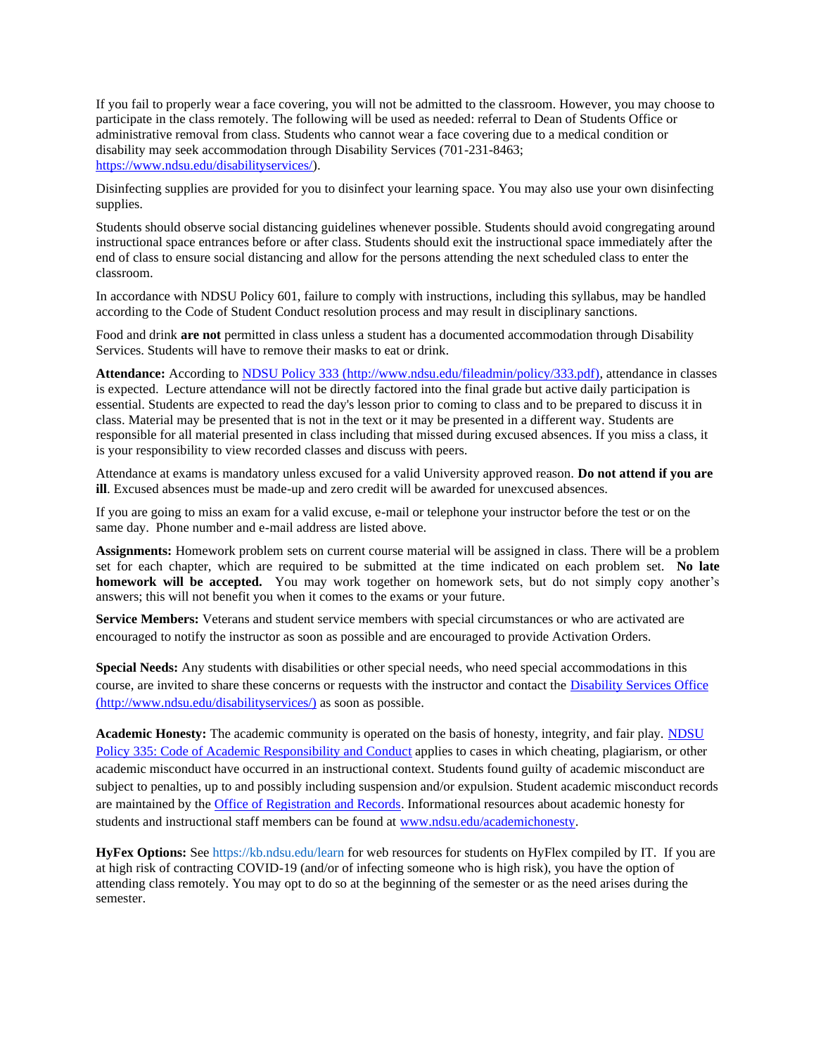If you fail to properly wear a face covering, you will not be admitted to the classroom. However, you may choose to participate in the class remotely. The following will be used as needed: referral to Dean of Students Office or administrative removal from class. Students who cannot wear a face covering due to a medical condition or disability may seek accommodation through Disability Services (701-231-8463; https://www.ndsu.edu/disabilityservices/).

Disinfecting supplies are provided for you to disinfect your learning space. You may also use your own disinfecting supplies.

Students should observe social distancing guidelines whenever possible. Students should avoid congregating around instructional space entrances before or after class. Students should exit the instructional space immediately after the end of class to ensure social distancing and allow for the persons attending the next scheduled class to enter the classroom.

In accordance with NDSU Policy 601, failure to comply with instructions, including this syllabus, may be handled according to the Code of Student Conduct resolution process and may result in disciplinary sanctions.

Food and drink **are not** permitted in class unless a student has a documented accommodation through Disability Services. Students will have to remove their masks to eat or drink.

**Attendance:** According to NDSU Policy 333 (http://www.ndsu.edu/fileadmin/policy/333.pdf), attendance in classes is expected. Lecture attendance will not be directly factored into the final grade but active daily participation is essential. Students are expected to read the day's lesson prior to coming to class and to be prepared to discuss it in class. Material may be presented that is not in the text or it may be presented in a different way. Students are responsible for all material presented in class including that missed during excused absences. If you miss a class, it is your responsibility to view recorded classes and discuss with peers.

Attendance at exams is mandatory unless excused for a valid University approved reason. **Do not attend if you are ill**. Excused absences must be made-up and zero credit will be awarded for unexcused absences.

If you are going to miss an exam for a valid excuse, e-mail or telephone your instructor before the test or on the same day. Phone number and e-mail address are listed above.

**Assignments:** Homework problem sets on current course material will be assigned in class. There will be a problem set for each chapter, which are required to be submitted at the time indicated on each problem set. **No late homework will be accepted.** You may work together on homework sets, but do not simply copy another's answers; this will not benefit you when it comes to the exams or your future.

**Service Members:** Veterans and student service members with special circumstances or who are activated are encouraged to notify the instructor as soon as possible and are encouraged to provide Activation Orders.

**Special Needs:** Any students with disabilities or other special needs, who need special accommodations in this course, are invited to share these concerns or requests with the instructor and contact the Disability Services Office (http://www.ndsu.edu/disabilityservices/) as soon as possible.

**Academic Honesty:** The academic community is operated on the basis of honesty, integrity, and fair play. NDSU Policy 335: Code of Academic Responsibility and Conduct applies to cases in which cheating, plagiarism, or other academic misconduct have occurred in an instructional context. Students found guilty of academic misconduct are subject to penalties, up to and possibly including suspension and/or expulsion. Student academic misconduct records are maintained by the Office of Registration and Records. Informational resources about academic honesty for students and instructional staff members can be found at www.ndsu.edu/academichonesty.

**HyFex Options:** See https://kb.ndsu.edu/learn for web resources for students on HyFlex compiled by IT. If you are at high risk of contracting COVID-19 (and/or of infecting someone who is high risk), you have the option of attending class remotely. You may opt to do so at the beginning of the semester or as the need arises during the semester.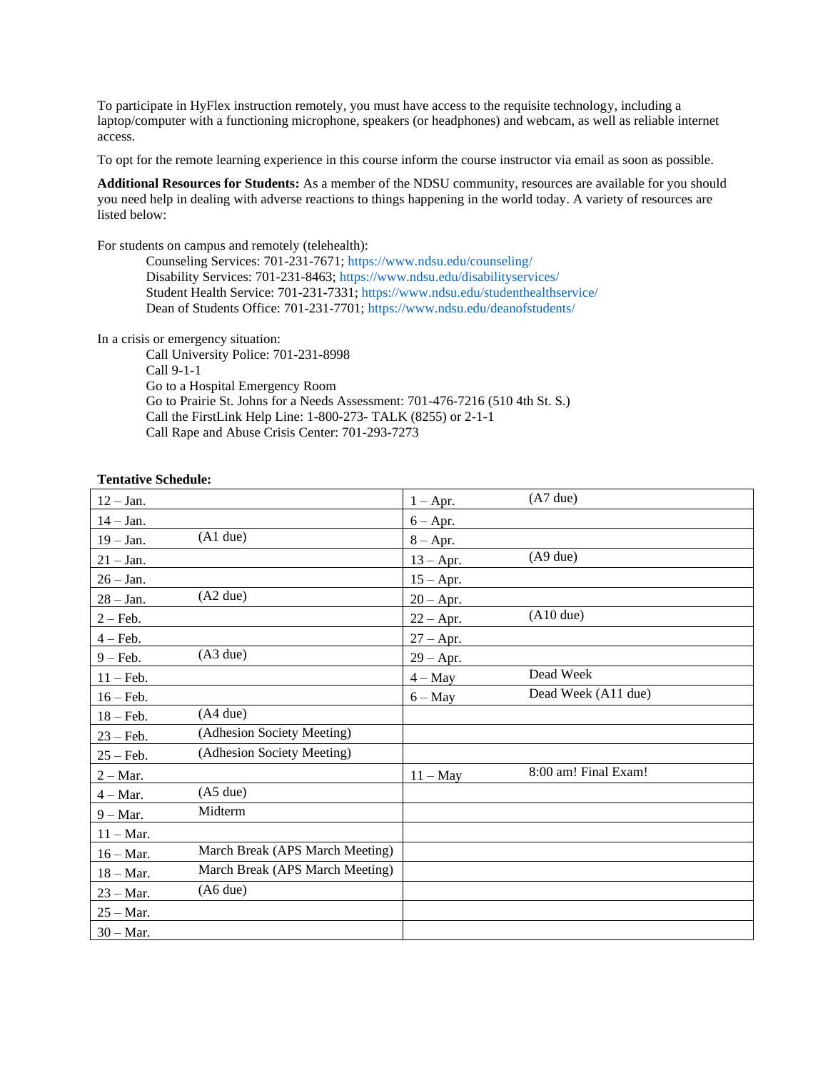To participate in HyFlex instruction remotely, you must have access to the requisite technology, including a laptop/computer with a functioning microphone, speakers (or headphones) and webcam, as well as reliable internet access.

To opt for the remote learning experience in this course inform the course instructor via email as soon as possible.

**Additional Resources for Students:** As a member of the NDSU community, resources are available for you should you need help in dealing with adverse reactions to things happening in the world today. A variety of resources are listed below:

For students on campus and remotely (telehealth):

- Counseling Services: 701-231-7671; https://www.ndsu.edu/counseling/
- Disability Services: 701-231-8463; https://www.ndsu.edu/disabilityservices/
- Student Health Service: 701-231-7331; https://www.ndsu.edu/studenthealthservice/
- Dean of Students Office: 701-231-7701; https://www.ndsu.edu/deanofstudents/

In a crisis or emergency situation:

- Call University Police: 701-231-8998
- Call 9-1-1
- Go to a Hospital Emergency Room
- Go to Prairie St. Johns for a Needs Assessment: 701-476-7216 (510 4th St. S.)
- Call the FirstLink Help Line: 1-800-273- TALK (8255) or 2-1-1
- Call Rape and Abuse Crisis Center: 701-293-7273

**Tentative Schedule:**

| | | | |
|---|---|---|---|
| 12 – Jan. | | 1 – Apr. | (A7 due) |
| 14 – Jan. | | 6 – Apr. | |
| 19 – Jan. | (A1 due) | 8 – Apr. | |
| 21 – Jan. | | 13 – Apr. | (A9 due) |
| 26 – Jan. | | 15 – Apr. | |
| 28 – Jan. | (A2 due) | 20 – Apr. | |
| 2 – Feb. | | 22 – Apr. | (A10 due) |
| 4 – Feb. | | 27 – Apr. | |
| 9 – Feb. | (A3 due) | 29 – Apr. | |
| 11 – Feb. | | 4 – May | Dead Week |
| 16 – Feb. | | 6 – May | Dead Week (A11 due) |
| 18 – Feb. | (A4 due) | | |
| 23 – Feb. | (Adhesion Society Meeting) | | |
| 25 – Feb. | (Adhesion Society Meeting) | | |
| 2 – Mar. | | 11 – May | 8:00 am! Final Exam! |
| 4 – Mar. | (A5 due) | | |
| 9 – Mar. | Midterm | | |
| 11 – Mar. | | | |
| 16 – Mar. | March Break (APS March Meeting) | | |
| 18 – Mar. | March Break (APS March Meeting) | | |
| 23 – Mar. | (A6 due) | | |
| 25 – Mar. | | | |
| 30 – Mar. | | | |